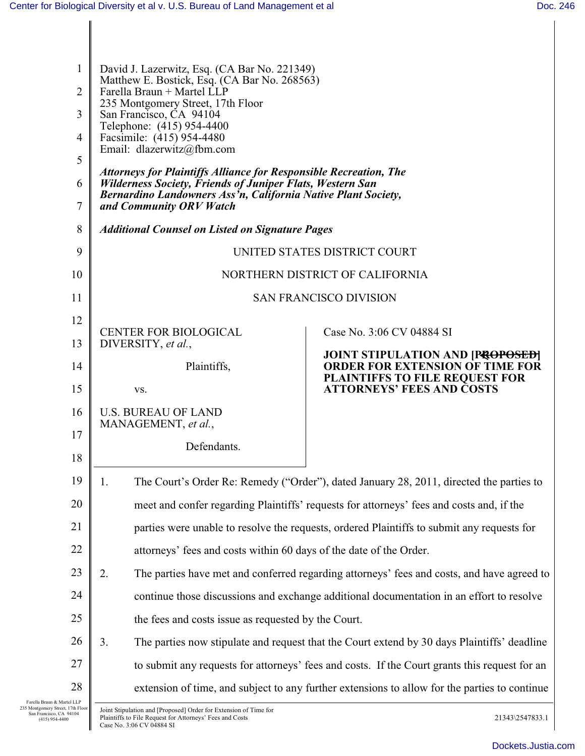David J. Lazerwitz, Esq. (CA Bar No. 221349)
Matthew E. Bostick, Esq. (CA Bar No. 268563)
Farella Braun + Martel LLP
235 Montgomery Street, 17th Floor
San Francisco, CA 94104
Telephone: (415) 954-4400
Facsimile: (415) 954-4480
Email: dlazerwitz@fbm.com

***Attorneys for Plaintiffs Alliance for Responsible Recreation, The Wilderness Society, Friends of Juniper Flats, Western San Bernardino Landowners Ass'n, California Native Plant Society, and Community ORV Watch***

***Additional Counsel on Listed on Signature Pages***

UNITED STATES DISTRICT COURT

NORTHERN DISTRICT OF CALIFORNIA

SAN FRANCISCO DIVISION

CENTER FOR BIOLOGICAL DIVERSITY, *et al.*,

Plaintiffs,

vs.

U.S. BUREAU OF LAND MANAGEMENT, *et al.*,

Defendants.

Case No. 3:06 CV 04884 SI

**JOINT STIPULATION AND [~~PROPOSED~~] ORDER FOR EXTENSION OF TIME FOR PLAINTIFFS TO FILE REQUEST FOR ATTORNEYS' FEES AND COSTS**

1. The Court's Order Re: Remedy ("Order"), dated January 28, 2011, directed the parties to meet and confer regarding Plaintiffs' requests for attorneys' fees and costs and, if the parties were unable to resolve the requests, ordered Plaintiffs to submit any requests for attorneys' fees and costs within 60 days of the date of the Order.

2. The parties have met and conferred regarding attorneys' fees and costs, and have agreed to continue those discussions and exchange additional documentation in an effort to resolve the fees and costs issue as requested by the Court.

3. The parties now stipulate and request that the Court extend by 30 days Plaintiffs' deadline to submit any requests for attorneys' fees and costs. If the Court grants this request for an extension of time, and subject to any further extensions to allow for the parties to continue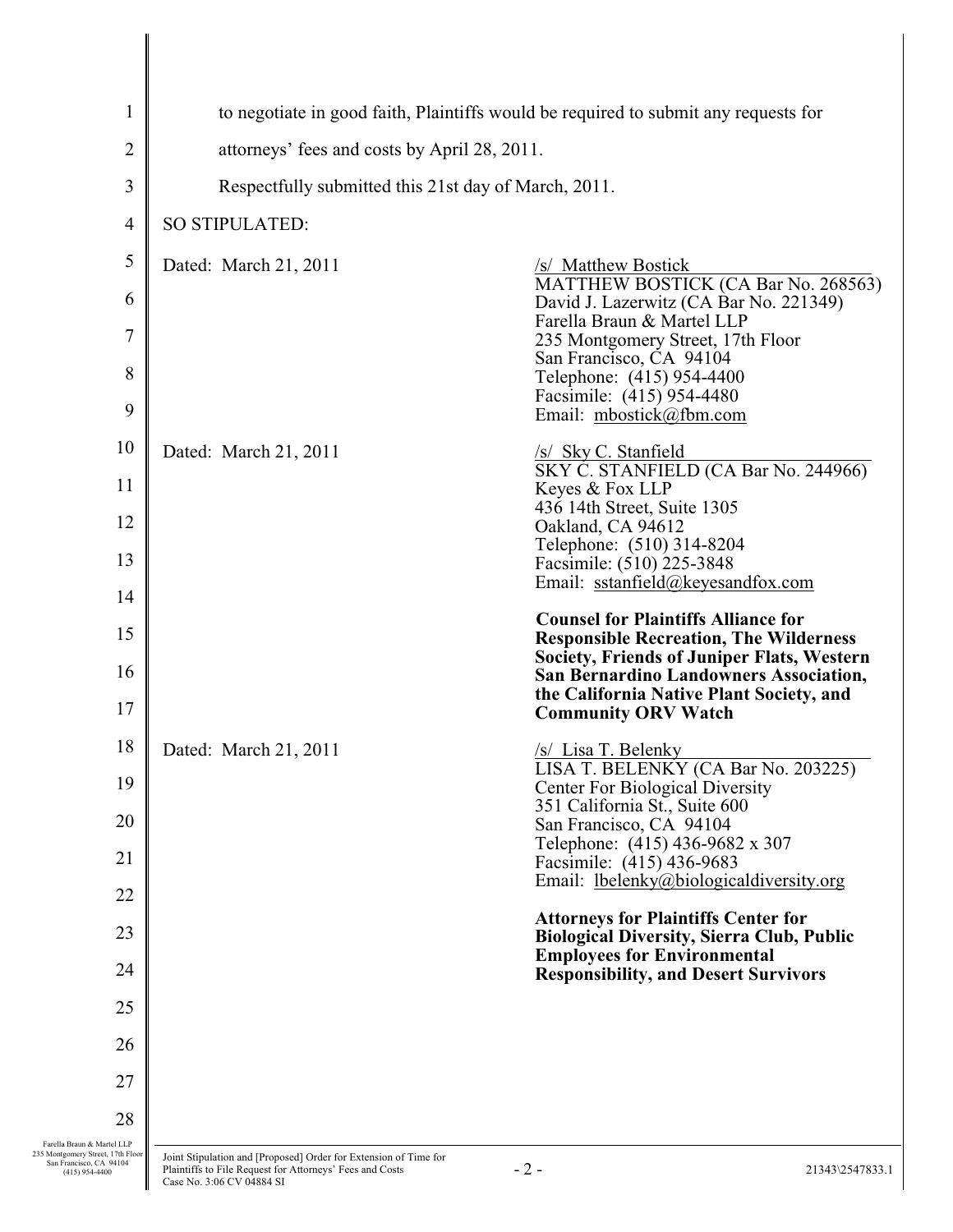to negotiate in good faith, Plaintiffs would be required to submit any requests for attorneys' fees and costs by April 28, 2011.

Respectfully submitted this 21st day of March, 2011.

SO STIPULATED:

Dated: March 21, 2011

/s/ Matthew Bostick
MATTHEW BOSTICK (CA Bar No. 268563)
David J. Lazerwitz (CA Bar No. 221349)
Farella Braun & Martel LLP
235 Montgomery Street, 17th Floor
San Francisco, CA 94104
Telephone: (415) 954-4400
Facsimile: (415) 954-4480
Email: mbostick@fbm.com

Dated: March 21, 2011

/s/ Sky C. Stanfield
SKY C. STANFIELD (CA Bar No. 244966)
Keyes & Fox LLP
436 14th Street, Suite 1305
Oakland, CA 94612
Telephone: (510) 314-8204
Facsimile: (510) 225-3848
Email: sstanfield@keyesandfox.com

**Counsel for Plaintiffs Alliance for Responsible Recreation, The Wilderness Society, Friends of Juniper Flats, Western San Bernardino Landowners Association, the California Native Plant Society, and Community ORV Watch**

Dated: March 21, 2011

/s/ Lisa T. Belenky
LISA T. BELENKY (CA Bar No. 203225)
Center For Biological Diversity
351 California St., Suite 600
San Francisco, CA 94104
Telephone: (415) 436-9682 x 307
Facsimile: (415) 436-9683
Email: lbelenky@biologicaldiversity.org

**Attorneys for Plaintiffs Center for Biological Diversity, Sierra Club, Public Employees for Environmental Responsibility, and Desert Survivors**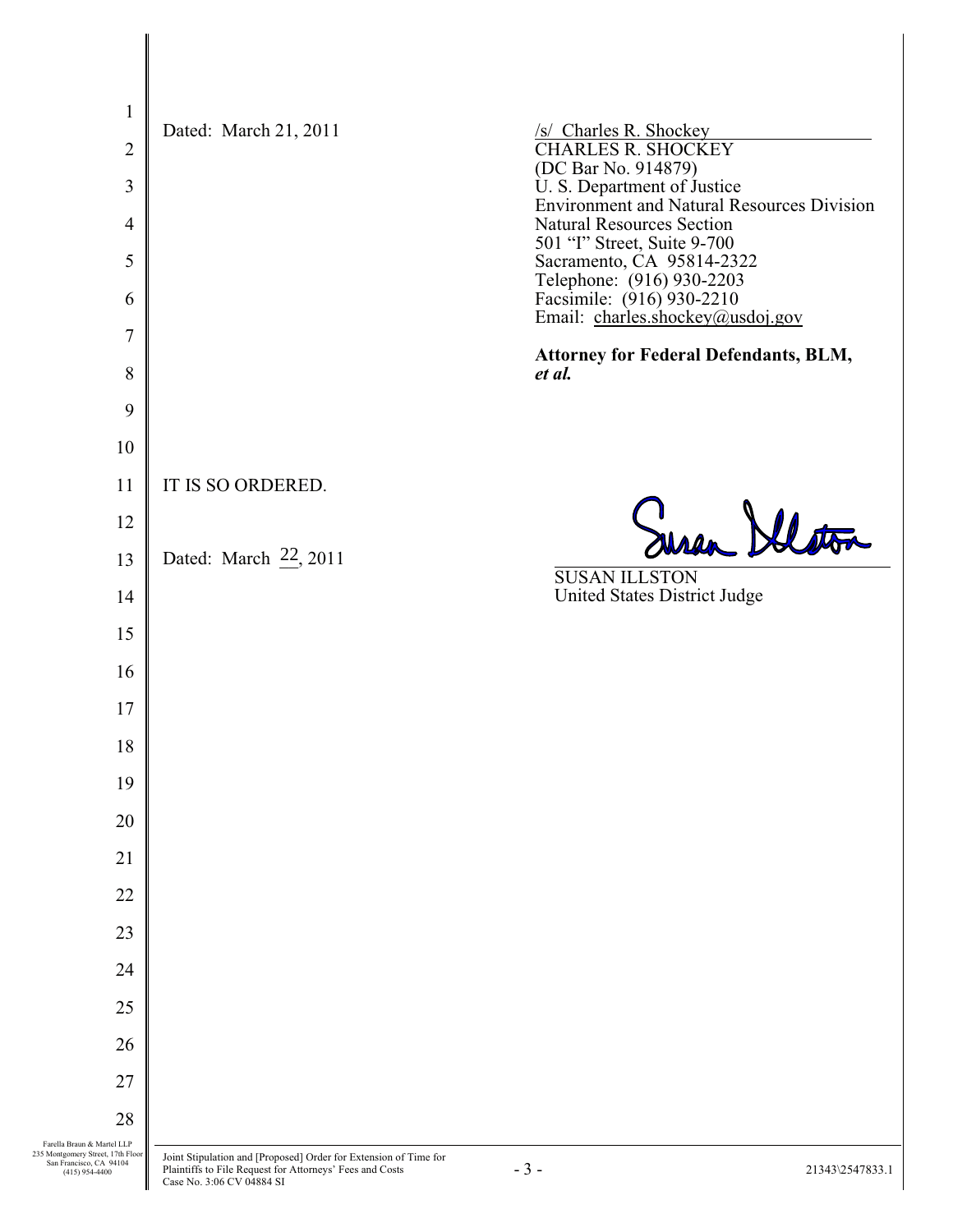Dated: March 21, 2011

/s/ Charles R. Shockey
CHARLES R. SHOCKEY
(DC Bar No. 914879)
U. S. Department of Justice
Environment and Natural Resources Division
Natural Resources Section
501 "I" Street, Suite 9-700
Sacramento, CA 95814-2322
Telephone: (916) 930-2203
Facsimile: (916) 930-2210
Email: charles.shockey@usdoj.gov

**Attorney for Federal Defendants, BLM, *et al.***

IT IS SO ORDERED.

Dated: March 22, 2011

SUSAN ILLSTON
United States District Judge